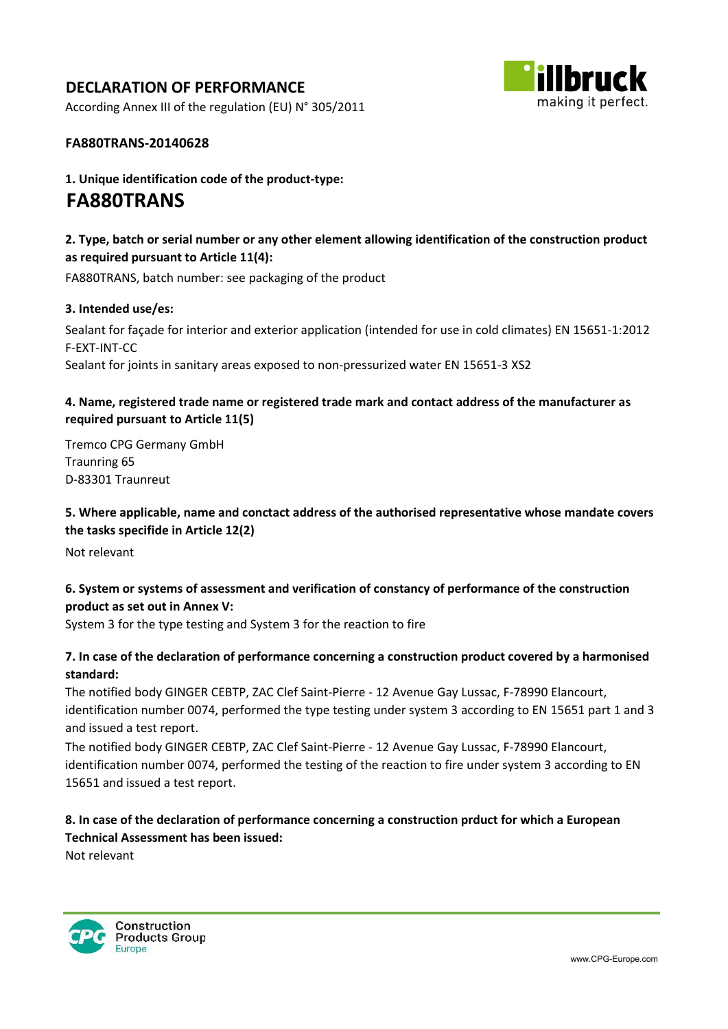# DECLARATION OF PERFORMANCE

According Annex III of the regulation (EU) N° 305/2011

**FA880TRANS-20140628**

### 1. Unique identification code of the product-type:

## FA880TRANS

### 2. Type, batch or serial number or any other element allowing identification of the construction product as required pursuant to Article 11(4):

FA880TRANS, batch number: see packaging of the product

### 3. Intended use/es:

Sealant for façade for interior and exterior application (intended for use in cold climates) EN 15651-1:2012 F-EXT-INT-CC
Sealant for joints in sanitary areas exposed to non-pressurized water EN 15651-3 XS2

### 4. Name, registered trade name or registered trade mark and contact address of the manufacturer as required pursuant to Article 11(5)

Tremco CPG Germany GmbH
Traunring 65
D-83301 Traunreut

### 5. Where applicable, name and conctact address of the authorised representative whose mandate covers the tasks specifide in Article 12(2)

Not relevant

### 6. System or systems of assessment and verification of constancy of performance of the construction product as set out in Annex V:

System 3 for the type testing and System 3 for the reaction to fire

### 7. In case of the declaration of performance concerning a construction product covered by a harmonised standard:

The notified body GINGER CEBTP, ZAC Clef Saint-Pierre - 12 Avenue Gay Lussac, F-78990 Elancourt, identification number 0074, performed the type testing under system 3 according to EN 15651 part 1 and 3 and issued a test report.

The notified body GINGER CEBTP, ZAC Clef Saint-Pierre - 12 Avenue Gay Lussac, F-78990 Elancourt, identification number 0074, performed the testing of the reaction to fire under system 3 according to EN 15651 and issued a test report.

### 8. In case of the declaration of performance concerning a construction prduct for which a European Technical Assessment has been issued:

Not relevant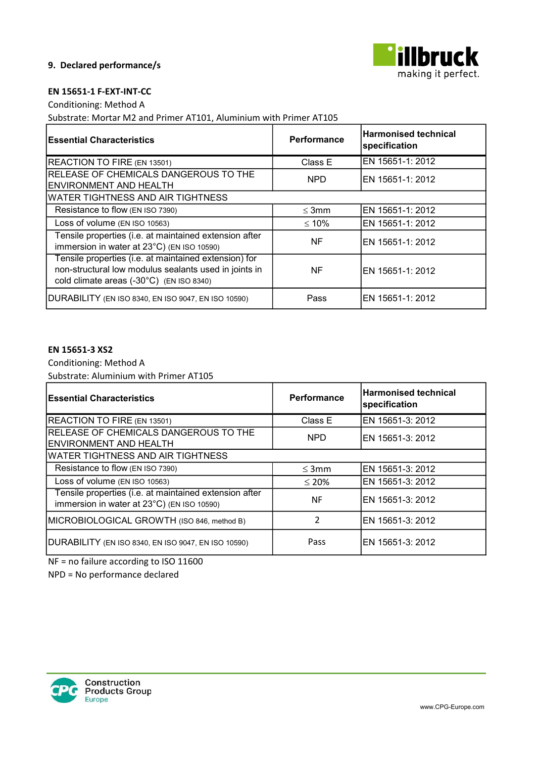## 9. Declared performance/s

**EN 15651-1 F-EXT-INT-CC**

Conditioning: Method A

Substrate: Mortar M2 and Primer AT101, Aluminium with Primer AT105

| Essential Characteristics | Performance | Harmonised technical specification |
|---|---|---|
| REACTION TO FIRE (EN 13501) | Class E | EN 15651-1: 2012 |
| RELEASE OF CHEMICALS DANGEROUS TO THE ENVIRONMENT AND HEALTH | NPD | EN 15651-1: 2012 |
| WATER TIGHTNESS AND AIR TIGHTNESS | | |
| Resistance to flow (EN ISO 7390) | ≤ 3mm | EN 15651-1: 2012 |
| Loss of volume (EN ISO 10563) | ≤ 10% | EN 15651-1: 2012 |
| Tensile properties (i.e. at maintained extension after immersion in water at 23°C) (EN ISO 10590) | NF | EN 15651-1: 2012 |
| Tensile properties (i.e. at maintained extension) for non-structural low modulus sealants used in joints in cold climate areas (-30°C) (EN ISO 8340) | NF | EN 15651-1: 2012 |
| DURABILITY (EN ISO 8340, EN ISO 9047, EN ISO 10590) | Pass | EN 15651-1: 2012 |

**EN 15651-3 XS2**

Conditioning: Method A

Substrate: Aluminium with Primer AT105

| Essential Characteristics | Performance | Harmonised technical specification |
|---|---|---|
| REACTION TO FIRE (EN 13501) | Class E | EN 15651-3: 2012 |
| RELEASE OF CHEMICALS DANGEROUS TO THE ENVIRONMENT AND HEALTH | NPD | EN 15651-3: 2012 |
| WATER TIGHTNESS AND AIR TIGHTNESS | | |
| Resistance to flow (EN ISO 7390) | ≤ 3mm | EN 15651-3: 2012 |
| Loss of volume (EN ISO 10563) | ≤ 20% | EN 15651-3: 2012 |
| Tensile properties (i.e. at maintained extension after immersion in water at 23°C) (EN ISO 10590) | NF | EN 15651-3: 2012 |
| MICROBIOLOGICAL GROWTH (ISO 846, method B) | 2 | EN 15651-3: 2012 |
| DURABILITY (EN ISO 8340, EN ISO 9047, EN ISO 10590) | Pass | EN 15651-3: 2012 |

NF = no failure according to ISO 11600

NPD = No performance declared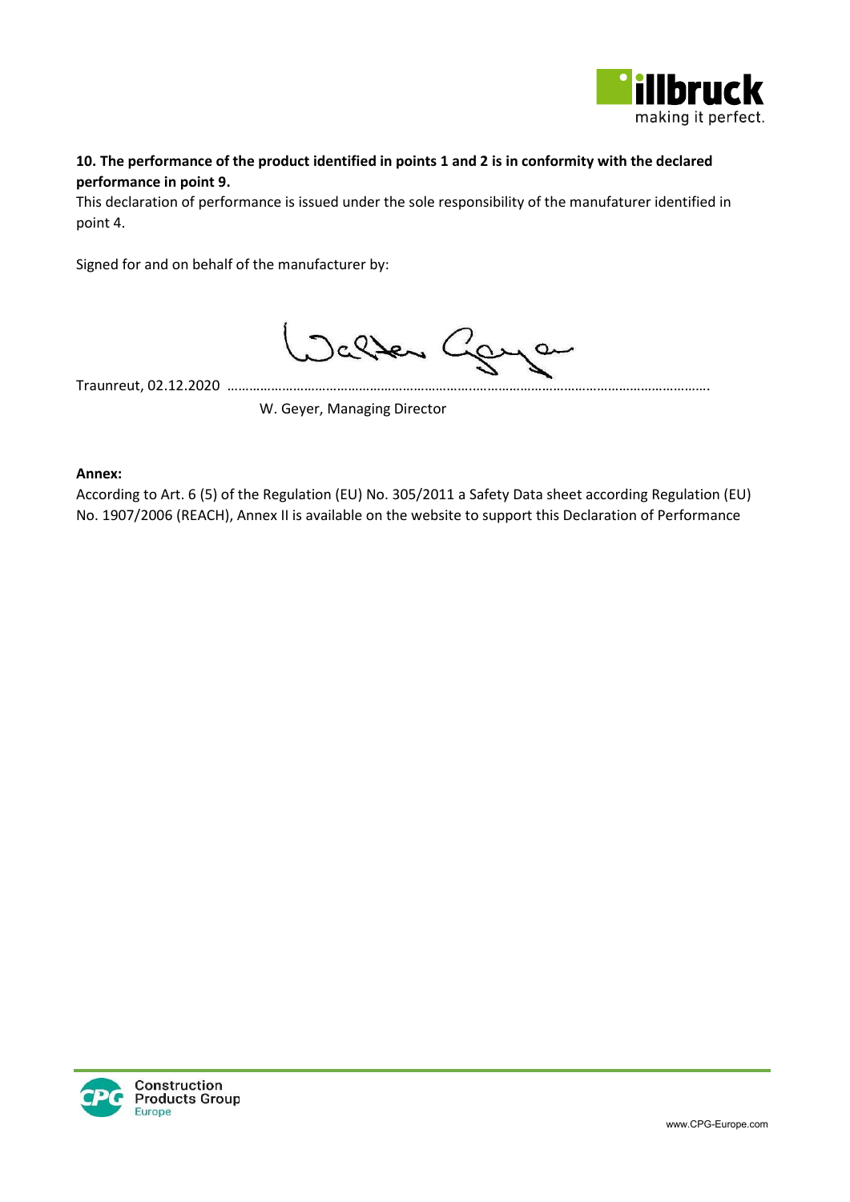**10. The performance of the product identified in points 1 and 2 is in conformity with the declared performance in point 9.**

This declaration of performance is issued under the sole responsibility of the manufaturer identified in point 4.

Signed for and on behalf of the manufacturer by:

Traunreut, 02.12.2020 ……………………………………………………………………………………………………………………

W. Geyer, Managing Director

**Annex:**

According to Art. 6 (5) of the Regulation (EU) No. 305/2011 a Safety Data sheet according Regulation (EU) No. 1907/2006 (REACH), Annex II is available on the website to support this Declaration of Performance